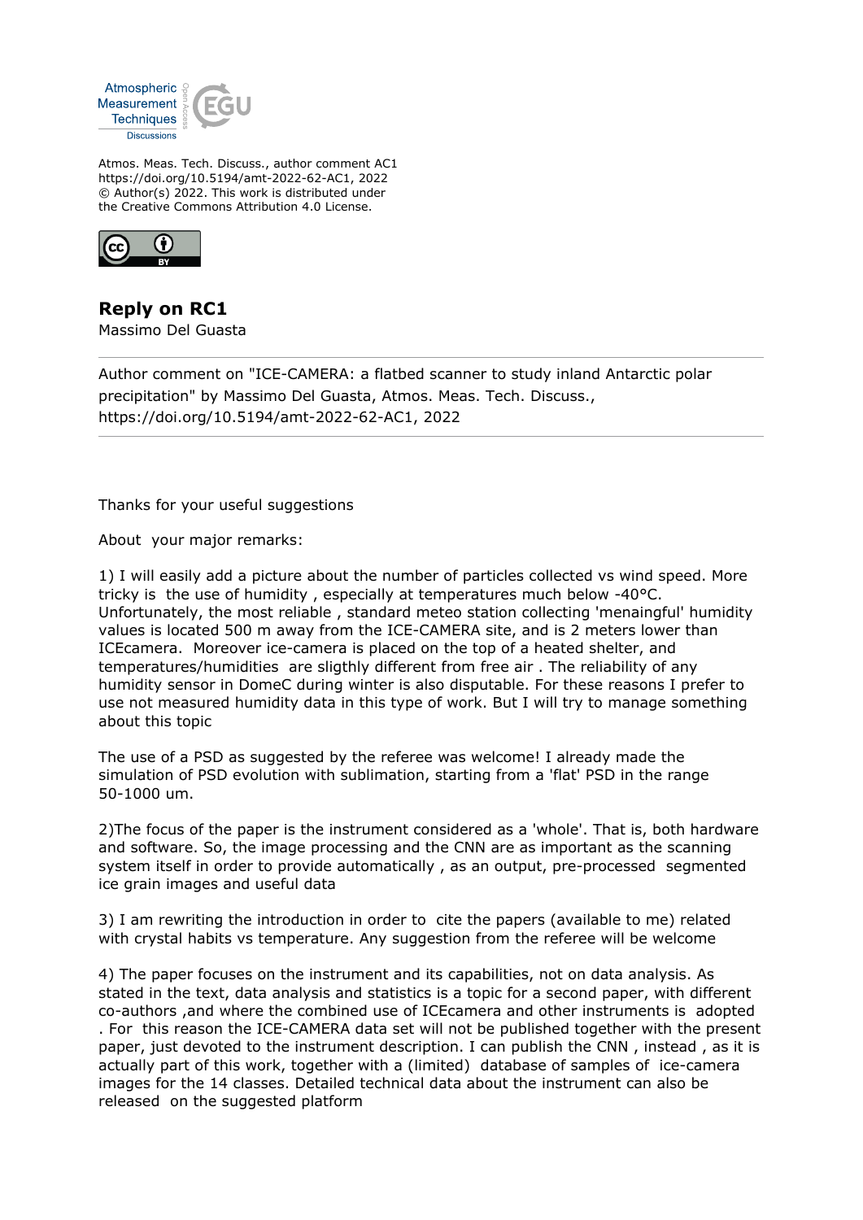Atmos. Meas. Tech. Discuss., author comment AC1
https://doi.org/10.5194/amt-2022-62-AC1, 2022
© Author(s) 2022. This work is distributed under
the Creative Commons Attribution 4.0 License.

# Reply on RC1

Massimo Del Guasta

---

Author comment on "ICE-CAMERA: a flatbed scanner to study inland Antarctic polar precipitation" by Massimo Del Guasta, Atmos. Meas. Tech. Discuss., https://doi.org/10.5194/amt-2022-62-AC1, 2022

---

Thanks for your useful suggestions

About your major remarks:

1) I will easily add a picture about the number of particles collected vs wind speed. More tricky is the use of humidity , especially at temperatures much below -40°C. Unfortunately, the most reliable , standard meteo station collecting 'menaingful' humidity values is located 500 m away from the ICE-CAMERA site, and is 2 meters lower than ICEcamera. Moreover ice-camera is placed on the top of a heated shelter, and temperatures/humidities are sligthly different from free air . The reliability of any humidity sensor in DomeC during winter is also disputable. For these reasons I prefer to use not measured humidity data in this type of work. But I will try to manage something about this topic

The use of a PSD as suggested by the referee was welcome! I already made the simulation of PSD evolution with sublimation, starting from a 'flat' PSD in the range 50-1000 um.

2)The focus of the paper is the instrument considered as a 'whole'. That is, both hardware and software. So, the image processing and the CNN are as important as the scanning system itself in order to provide automatically , as an output, pre-processed segmented ice grain images and useful data

3) I am rewriting the introduction in order to cite the papers (available to me) related with crystal habits vs temperature. Any suggestion from the referee will be welcome

4) The paper focuses on the instrument and its capabilities, not on data analysis. As stated in the text, data analysis and statistics is a topic for a second paper, with different co-authors ,and where the combined use of ICEcamera and other instruments is adopted . For this reason the ICE-CAMERA data set will not be published together with the present paper, just devoted to the instrument description. I can publish the CNN , instead , as it is actually part of this work, together with a (limited) database of samples of ice-camera images for the 14 classes. Detailed technical data about the instrument can also be released on the suggested platform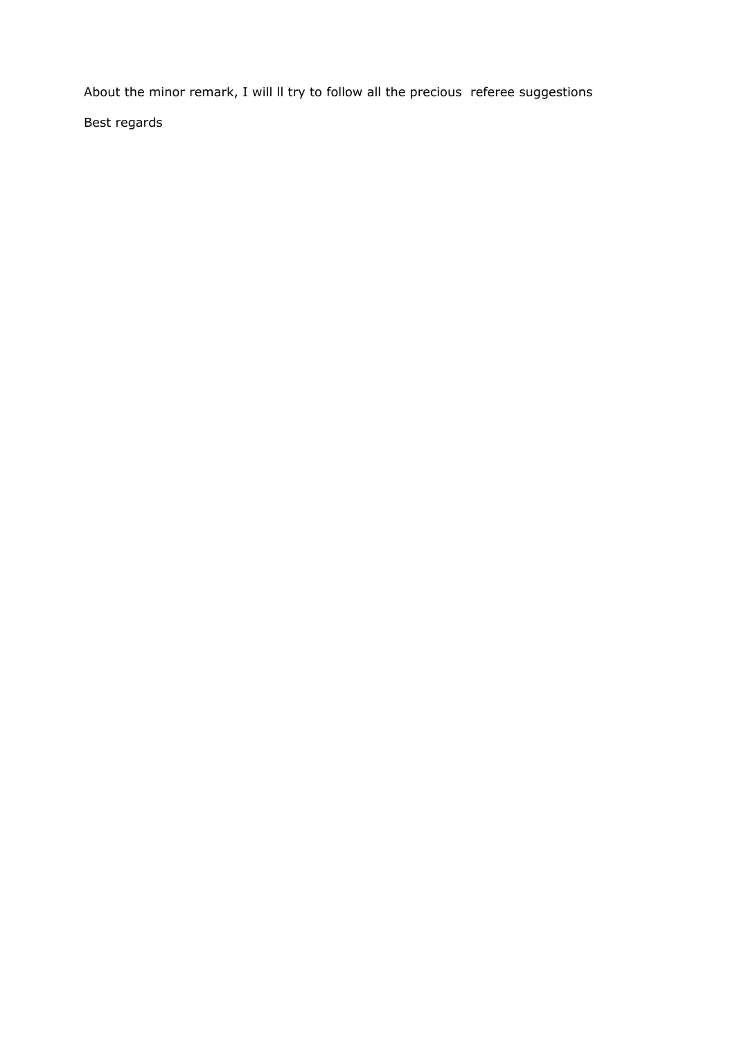About the minor remark, I will ll try to follow all the precious  referee suggestions

Best regards